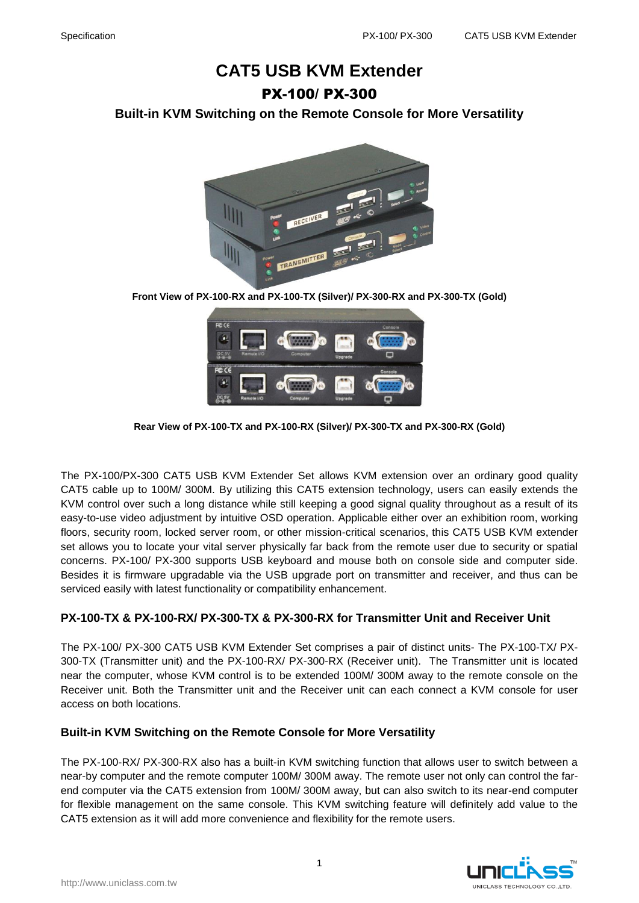# CAT5 USB KVM Extender

## PX-100/ PX-300

### Built-in KVM Switching on the Remote Console for More Versatility

**Front View of PX-100-RX and PX-100-TX (Silver)/ PX-300-RX and PX-300-TX (Gold)**

**Rear View of PX-100-TX and PX-100-RX (Silver)/ PX-300-TX and PX-300-RX (Gold)**

The PX-100/PX-300 CAT5 USB KVM Extender Set allows KVM extension over an ordinary good quality CAT5 cable up to 100M/ 300M. By utilizing this CAT5 extension technology, users can easily extends the KVM control over such a long distance while still keeping a good signal quality throughout as a result of its easy-to-use video adjustment by intuitive OSD operation. Applicable either over an exhibition room, working floors, security room, locked server room, or other mission-critical scenarios, this CAT5 USB KVM extender set allows you to locate your vital server physically far back from the remote user due to security or spatial concerns. PX-100/ PX-300 supports USB keyboard and mouse both on console side and computer side. Besides it is firmware upgradable via the USB upgrade port on transmitter and receiver, and thus can be serviced easily with latest functionality or compatibility enhancement.

### PX-100-TX & PX-100-RX/ PX-300-TX & PX-300-RX for Transmitter Unit and Receiver Unit

The PX-100/ PX-300 CAT5 USB KVM Extender Set comprises a pair of distinct units- The PX-100-TX/ PX-300-TX (Transmitter unit) and the PX-100-RX/ PX-300-RX (Receiver unit). The Transmitter unit is located near the computer, whose KVM control is to be extended 100M/ 300M away to the remote console on the Receiver unit. Both the Transmitter unit and the Receiver unit can each connect a KVM console for user access on both locations.

### Built-in KVM Switching on the Remote Console for More Versatility

The PX-100-RX/ PX-300-RX also has a built-in KVM switching function that allows user to switch between a near-by computer and the remote computer 100M/ 300M away. The remote user not only can control the far-end computer via the CAT5 extension from 100M/ 300M away, but can also switch to its near-end computer for flexible management on the same console. This KVM switching feature will definitely add value to the CAT5 extension as it will add more convenience and flexibility for the remote users.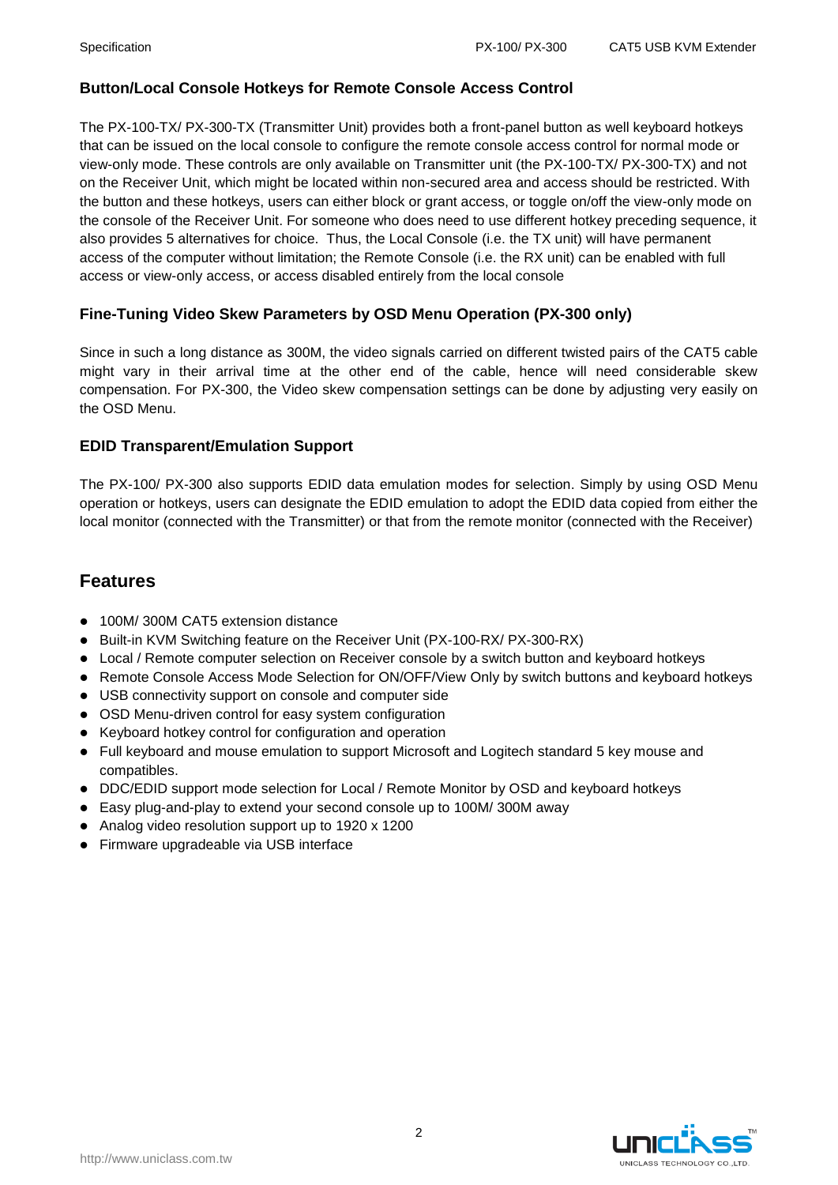### Button/Local Console Hotkeys for Remote Console Access Control

The PX-100-TX/ PX-300-TX (Transmitter Unit) provides both a front-panel button as well keyboard hotkeys that can be issued on the local console to configure the remote console access control for normal mode or view-only mode. These controls are only available on Transmitter unit (the PX-100-TX/ PX-300-TX) and not on the Receiver Unit, which might be located within non-secured area and access should be restricted. With the button and these hotkeys, users can either block or grant access, or toggle on/off the view-only mode on the console of the Receiver Unit. For someone who does need to use different hotkey preceding sequence, it also provides 5 alternatives for choice. Thus, the Local Console (i.e. the TX unit) will have permanent access of the computer without limitation; the Remote Console (i.e. the RX unit) can be enabled with full access or view-only access, or access disabled entirely from the local console

### Fine-Tuning Video Skew Parameters by OSD Menu Operation (PX-300 only)

Since in such a long distance as 300M, the video signals carried on different twisted pairs of the CAT5 cable might vary in their arrival time at the other end of the cable, hence will need considerable skew compensation. For PX-300, the Video skew compensation settings can be done by adjusting very easily on the OSD Menu.

### EDID Transparent/Emulation Support

The PX-100/ PX-300 also supports EDID data emulation modes for selection. Simply by using OSD Menu operation or hotkeys, users can designate the EDID emulation to adopt the EDID data copied from either the local monitor (connected with the Transmitter) or that from the remote monitor (connected with the Receiver)

## Features

- 100M/ 300M CAT5 extension distance
- Built-in KVM Switching feature on the Receiver Unit (PX-100-RX/ PX-300-RX)
- Local / Remote computer selection on Receiver console by a switch button and keyboard hotkeys
- Remote Console Access Mode Selection for ON/OFF/View Only by switch buttons and keyboard hotkeys
- USB connectivity support on console and computer side
- OSD Menu-driven control for easy system configuration
- Keyboard hotkey control for configuration and operation
- Full keyboard and mouse emulation to support Microsoft and Logitech standard 5 key mouse and compatibles.
- DDC/EDID support mode selection for Local / Remote Monitor by OSD and keyboard hotkeys
- Easy plug-and-play to extend your second console up to 100M/ 300M away
- Analog video resolution support up to 1920 x 1200
- Firmware upgradeable via USB interface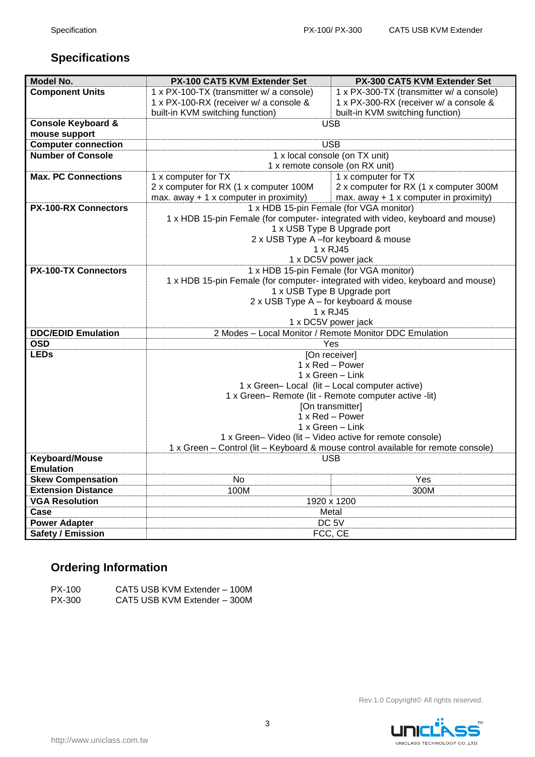## Specifications

| Model No. | PX-100 CAT5 KVM Extender Set | PX-300 CAT5 KVM Extender Set |
|---|---|---|
| Component Units | 1 x PX-100-TX (transmitter w/ a console)<br>1 x PX-100-RX (receiver w/ a console & built-in KVM switching function) | 1 x PX-300-TX (transmitter w/ a console)<br>1 x PX-300-RX (receiver w/ a console & built-in KVM switching function) |
| Console Keyboard & mouse support | USB | |
| Computer connection | USB | |
| Number of Console | 1 x local console (on TX unit)<br>1 x remote console (on RX unit) | |
| Max. PC Connections | 1 x computer for TX<br>2 x computer for RX (1 x computer 100M max. away + 1 x computer in proximity) | 1 x computer for TX<br>2 x computer for RX (1 x computer 300M max. away + 1 x computer in proximity) |
| PX-100-RX Connectors | 1 x HDB 15-pin Female (for VGA monitor)<br>1 x HDB 15-pin Female (for computer- integrated with video, keyboard and mouse)<br>1 x USB Type B Upgrade port<br>2 x USB Type A –for keyboard & mouse<br>1 x RJ45<br>1 x DC5V power jack | |
| PX-100-TX Connectors | 1 x HDB 15-pin Female (for VGA monitor)<br>1 x HDB 15-pin Female (for computer- integrated with video, keyboard and mouse)<br>1 x USB Type B Upgrade port<br>2 x USB Type A – for keyboard & mouse<br>1 x RJ45<br>1 x DC5V power jack | |
| DDC/EDID Emulation | 2 Modes – Local Monitor / Remote Monitor DDC Emulation | |
| OSD | Yes | |
| LEDs | [On receiver]<br>1 x Red – Power<br>1 x Green – Link<br>1 x Green– Local (lit – Local computer active)<br>1 x Green– Remote (lit - Remote computer active -lit)<br>[On transmitter]<br>1 x Red – Power<br>1 x Green – Link<br>1 x Green– Video (lit – Video active for remote console)<br>1 x Green – Control (lit – Keyboard & mouse control available for remote console) | |
| Keyboard/Mouse Emulation | USB | |
| Skew Compensation | No | Yes |
| Extension Distance | 100M | 300M |
| VGA Resolution | 1920 x 1200 | |
| Case | Metal | |
| Power Adapter | DC 5V | |
| Safety / Emission | FCC, CE | |

## Ordering Information

PX-100 CAT5 USB KVM Extender – 100M
PX-300 CAT5 USB KVM Extender – 300M

Rev.1.0 Copyright© All rights reserved.

http://www.uniclass.com.tw